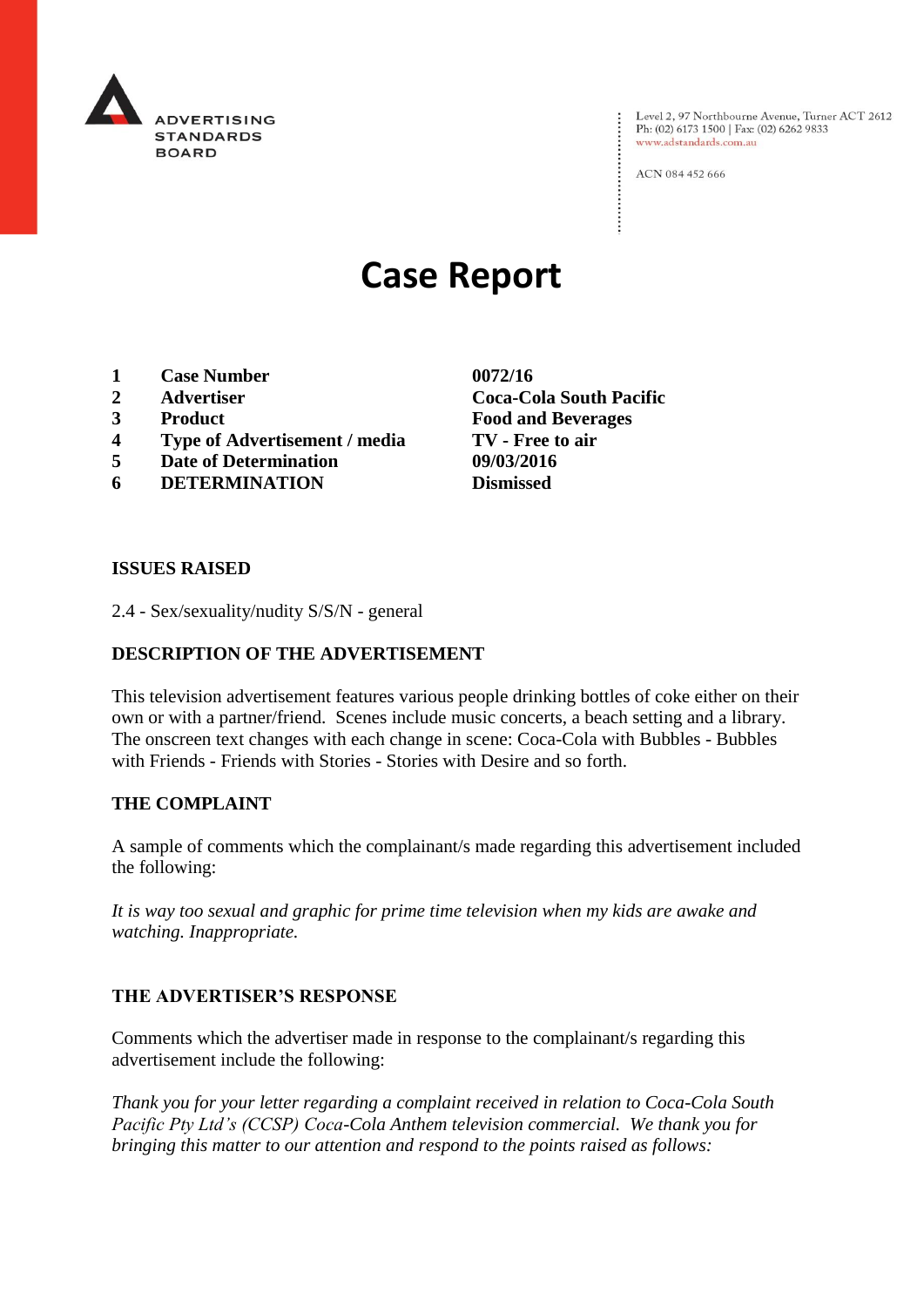ADVERTISING STANDARDS BOARD

Level 2, 97 Northbourne Avenue, Turner ACT 2612
Ph: (02) 6173 1500 | Fax: (02) 6262 9833
www.adstandards.com.au

ACN 084 452 666

# Case Report

| | | |
|---|---|---|
| **1** | **Case Number** | **0072/16** |
| **2** | **Advertiser** | **Coca-Cola South Pacific** |
| **3** | **Product** | **Food and Beverages** |
| **4** | **Type of Advertisement / media** | **TV - Free to air** |
| **5** | **Date of Determination** | **09/03/2016** |
| **6** | **DETERMINATION** | **Dismissed** |

**ISSUES RAISED**

2.4 - Sex/sexuality/nudity S/S/N - general

**DESCRIPTION OF THE ADVERTISEMENT**

This television advertisement features various people drinking bottles of coke either on their own or with a partner/friend. Scenes include music concerts, a beach setting and a library. The onscreen text changes with each change in scene: Coca-Cola with Bubbles - Bubbles with Friends - Friends with Stories - Stories with Desire and so forth.

**THE COMPLAINT**

A sample of comments which the complainant/s made regarding this advertisement included the following:

*It is way too sexual and graphic for prime time television when my kids are awake and watching. Inappropriate.*

**THE ADVERTISER'S RESPONSE**

Comments which the advertiser made in response to the complainant/s regarding this advertisement include the following:

*Thank you for your letter regarding a complaint received in relation to Coca-Cola South Pacific Pty Ltd's (CCSP) Coca-Cola Anthem television commercial. We thank you for bringing this matter to our attention and respond to the points raised as follows:*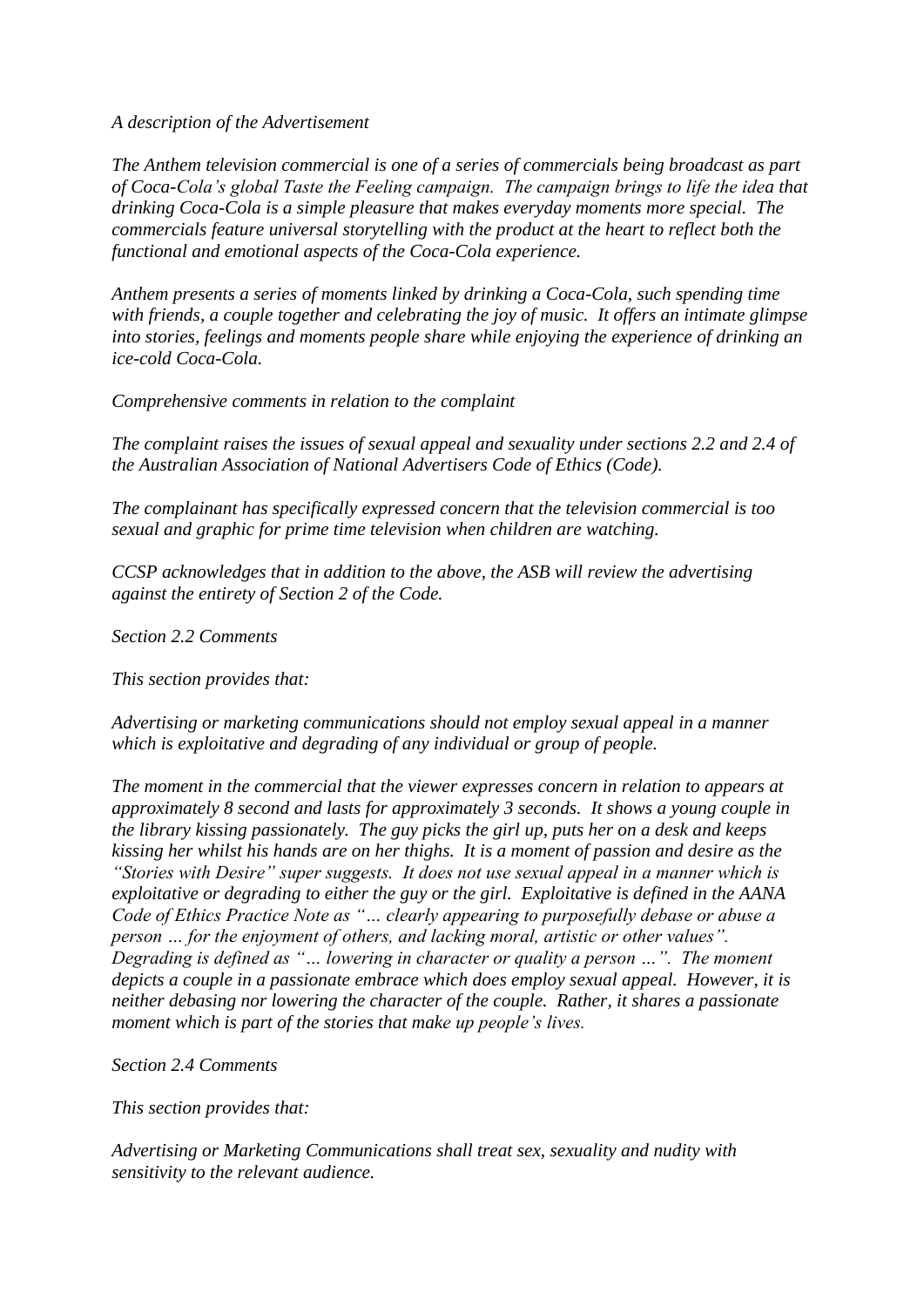*A description of the Advertisement*

*The Anthem television commercial is one of a series of commercials being broadcast as part of Coca-Cola's global Taste the Feeling campaign. The campaign brings to life the idea that drinking Coca-Cola is a simple pleasure that makes everyday moments more special. The commercials feature universal storytelling with the product at the heart to reflect both the functional and emotional aspects of the Coca-Cola experience.*

*Anthem presents a series of moments linked by drinking a Coca-Cola, such spending time with friends, a couple together and celebrating the joy of music. It offers an intimate glimpse into stories, feelings and moments people share while enjoying the experience of drinking an ice-cold Coca-Cola.*

*Comprehensive comments in relation to the complaint*

*The complaint raises the issues of sexual appeal and sexuality under sections 2.2 and 2.4 of the Australian Association of National Advertisers Code of Ethics (Code).*

*The complainant has specifically expressed concern that the television commercial is too sexual and graphic for prime time television when children are watching.*

*CCSP acknowledges that in addition to the above, the ASB will review the advertising against the entirety of Section 2 of the Code.*

*Section 2.2 Comments*

*This section provides that:*

*Advertising or marketing communications should not employ sexual appeal in a manner which is exploitative and degrading of any individual or group of people.*

*The moment in the commercial that the viewer expresses concern in relation to appears at approximately 8 second and lasts for approximately 3 seconds. It shows a young couple in the library kissing passionately. The guy picks the girl up, puts her on a desk and keeps kissing her whilst his hands are on her thighs. It is a moment of passion and desire as the "Stories with Desire" super suggests. It does not use sexual appeal in a manner which is exploitative or degrading to either the guy or the girl. Exploitative is defined in the AANA Code of Ethics Practice Note as "… clearly appearing to purposefully debase or abuse a person … for the enjoyment of others, and lacking moral, artistic or other values". Degrading is defined as "… lowering in character or quality a person …". The moment depicts a couple in a passionate embrace which does employ sexual appeal. However, it is neither debasing nor lowering the character of the couple. Rather, it shares a passionate moment which is part of the stories that make up people's lives.*

*Section 2.4 Comments*

*This section provides that:*

*Advertising or Marketing Communications shall treat sex, sexuality and nudity with sensitivity to the relevant audience.*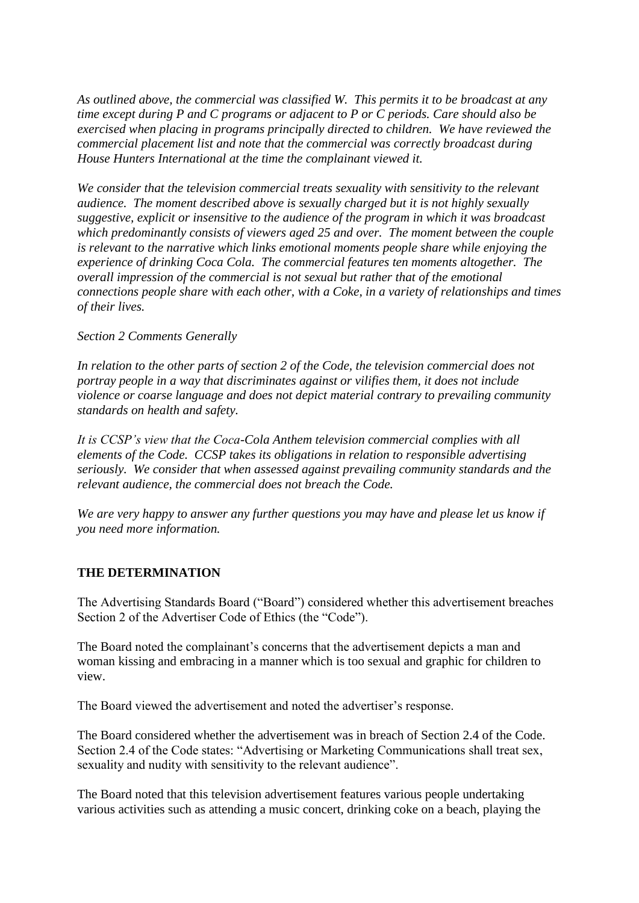*As outlined above, the commercial was classified W. This permits it to be broadcast at any time except during P and C programs or adjacent to P or C periods. Care should also be exercised when placing in programs principally directed to children. We have reviewed the commercial placement list and note that the commercial was correctly broadcast during House Hunters International at the time the complainant viewed it.*

*We consider that the television commercial treats sexuality with sensitivity to the relevant audience. The moment described above is sexually charged but it is not highly sexually suggestive, explicit or insensitive to the audience of the program in which it was broadcast which predominantly consists of viewers aged 25 and over. The moment between the couple is relevant to the narrative which links emotional moments people share while enjoying the experience of drinking Coca Cola. The commercial features ten moments altogether. The overall impression of the commercial is not sexual but rather that of the emotional connections people share with each other, with a Coke, in a variety of relationships and times of their lives.*

*Section 2 Comments Generally*

*In relation to the other parts of section 2 of the Code, the television commercial does not portray people in a way that discriminates against or vilifies them, it does not include violence or coarse language and does not depict material contrary to prevailing community standards on health and safety.*

*It is CCSP's view that the Coca-Cola Anthem television commercial complies with all elements of the Code. CCSP takes its obligations in relation to responsible advertising seriously. We consider that when assessed against prevailing community standards and the relevant audience, the commercial does not breach the Code.*

*We are very happy to answer any further questions you may have and please let us know if you need more information.*

**THE DETERMINATION**

The Advertising Standards Board ("Board") considered whether this advertisement breaches Section 2 of the Advertiser Code of Ethics (the "Code").

The Board noted the complainant's concerns that the advertisement depicts a man and woman kissing and embracing in a manner which is too sexual and graphic for children to view.

The Board viewed the advertisement and noted the advertiser's response.

The Board considered whether the advertisement was in breach of Section 2.4 of the Code. Section 2.4 of the Code states: "Advertising or Marketing Communications shall treat sex, sexuality and nudity with sensitivity to the relevant audience".

The Board noted that this television advertisement features various people undertaking various activities such as attending a music concert, drinking coke on a beach, playing the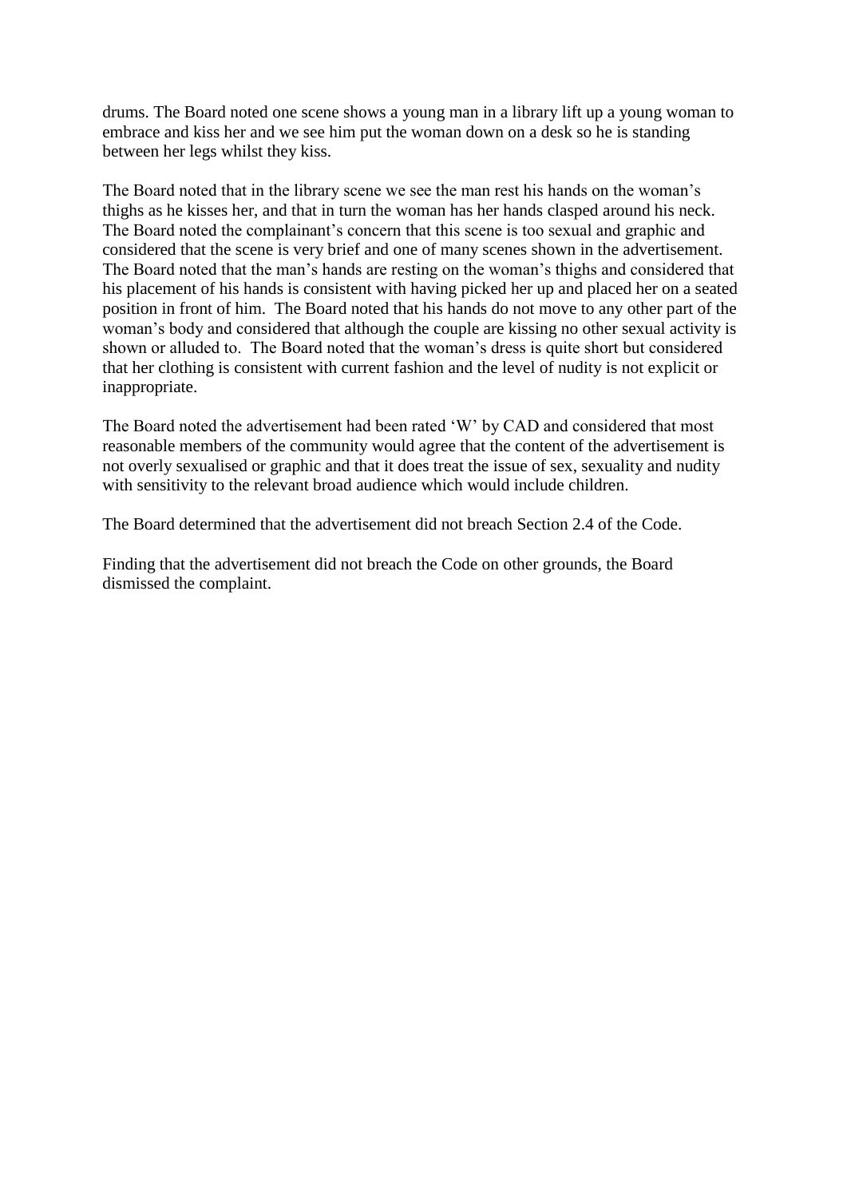drums. The Board noted one scene shows a young man in a library lift up a young woman to embrace and kiss her and we see him put the woman down on a desk so he is standing between her legs whilst they kiss.

The Board noted that in the library scene we see the man rest his hands on the woman's thighs as he kisses her, and that in turn the woman has her hands clasped around his neck. The Board noted the complainant's concern that this scene is too sexual and graphic and considered that the scene is very brief and one of many scenes shown in the advertisement. The Board noted that the man's hands are resting on the woman's thighs and considered that his placement of his hands is consistent with having picked her up and placed her on a seated position in front of him. The Board noted that his hands do not move to any other part of the woman's body and considered that although the couple are kissing no other sexual activity is shown or alluded to. The Board noted that the woman's dress is quite short but considered that her clothing is consistent with current fashion and the level of nudity is not explicit or inappropriate.

The Board noted the advertisement had been rated 'W' by CAD and considered that most reasonable members of the community would agree that the content of the advertisement is not overly sexualised or graphic and that it does treat the issue of sex, sexuality and nudity with sensitivity to the relevant broad audience which would include children.

The Board determined that the advertisement did not breach Section 2.4 of the Code.

Finding that the advertisement did not breach the Code on other grounds, the Board dismissed the complaint.